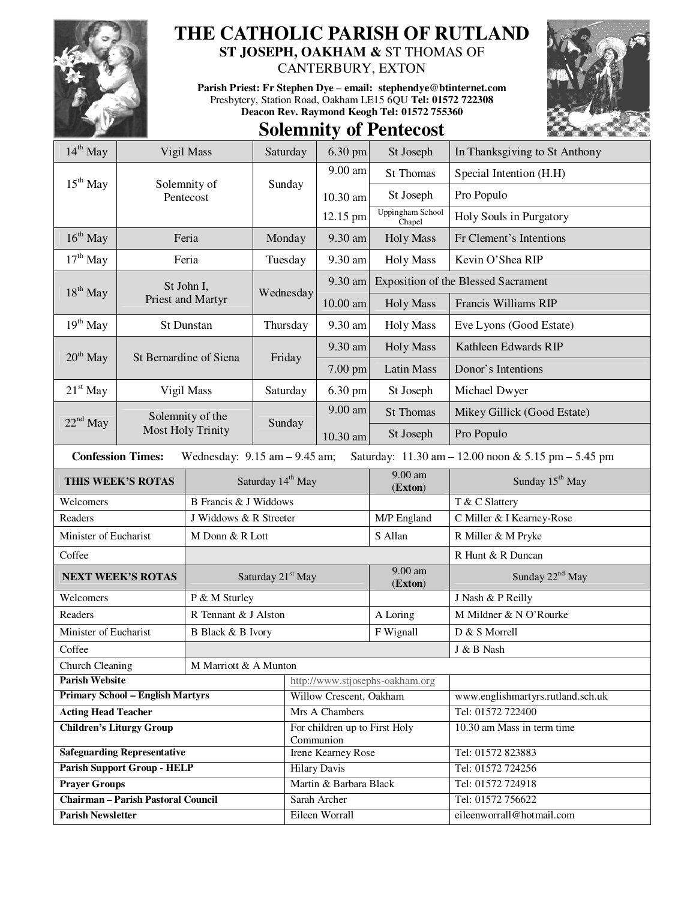# THE CATHOLIC PARISH OF RUTLAND

**ST JOSEPH, OAKHAM &** ST THOMAS OF CANTERBURY, EXTON

**Parish Priest: Fr Stephen Dye – email: stephendye@btinternet.com**
Presbytery, Station Road, Oakham LE15 6QU **Tel: 01572 722308**
**Deacon Rev. Raymond Keogh Tel: 01572 755360**

## Solemnity of Pentecost

| Date | Feast | Day | Time | Place | Intention |
|---|---|---|---|---|---|
| 14th May | Vigil Mass | Saturday | 6.30 pm | St Joseph | In Thanksgiving to St Anthony |
| 15th May | Solemnity of Pentecost | Sunday | 9.00 am | St Thomas | Special Intention (H.H) |
| | | | 10.30 am | St Joseph | Pro Populo |
| | | | 12.15 pm | Uppingham School Chapel | Holy Souls in Purgatory |
| 16th May | Feria | Monday | 9.30 am | Holy Mass | Fr Clement's Intentions |
| 17th May | Feria | Tuesday | 9.30 am | Holy Mass | Kevin O'Shea RIP |
| 18th May | St John I, Priest and Martyr | Wednesday | 9.30 am | Exposition of the Blessed Sacrament | |
| | | | 10.00 am | Holy Mass | Francis Williams RIP |
| 19th May | St Dunstan | Thursday | 9.30 am | Holy Mass | Eve Lyons (Good Estate) |
| 20th May | St Bernardine of Siena | Friday | 9.30 am | Holy Mass | Kathleen Edwards RIP |
| | | | 7.00 pm | Latin Mass | Donor's Intentions |
| 21st May | Vigil Mass | Saturday | 6.30 pm | St Joseph | Michael Dwyer |
| 22nd May | Solemnity of the Most Holy Trinity | Sunday | 9.00 am | St Thomas | Mikey Gillick (Good Estate) |
| | | | 10.30 am | St Joseph | Pro Populo |

**Confession Times:** Wednesday: 9.15 am – 9.45 am; Saturday: 11.30 am – 12.00 noon & 5.15 pm – 5.45 pm

| THIS WEEK'S ROTAS | Saturday 14th May | 9.00 am (Exton) | Sunday 15th May |
|---|---|---|---|
| Welcomers | B Francis & J Widdows | | T & C Slattery |
| Readers | J Widdows & R Streeter | M/P England | C Miller & I Kearney-Rose |
| Minister of Eucharist | M Donn & R Lott | S Allan | R Miller & M Pryke |
| Coffee | | | R Hunt & R Duncan |
| **NEXT WEEK'S ROTAS** | **Saturday 21st May** | **9.00 am (Exton)** | **Sunday 22nd May** |
| Welcomers | P & M Sturley | | J Nash & P Reilly |
| Readers | R Tennant & J Alston | A Loring | M Mildner & N O'Rourke |
| Minister of Eucharist | B Black & B Ivory | F Wignall | D & S Morrell |
| Coffee | | | J & B Nash |
| Church Cleaning | M Marriott & A Munton | | |

| | | |
|---|---|---|
| **Parish Website** | http://www.stjosephs-oakham.org | |
| **Primary School – English Martyrs** | Willow Crescent, Oakham | www.englishmartyrs.rutland.sch.uk |
| **Acting Head Teacher** | Mrs A Chambers | Tel: 01572 722400 |
| **Children's Liturgy Group** | For children up to First Holy Communion | 10.30 am Mass in term time |
| **Safeguarding Representative** | Irene Kearney Rose | Tel: 01572 823883 |
| **Parish Support Group - HELP** | Hilary Davis | Tel: 01572 724256 |
| **Prayer Groups** | Martin & Barbara Black | Tel: 01572 724918 |
| **Chairman – Parish Pastoral Council** | Sarah Archer | Tel: 01572 756622 |
| **Parish Newsletter** | Eileen Worrall | eileenworrall@hotmail.com |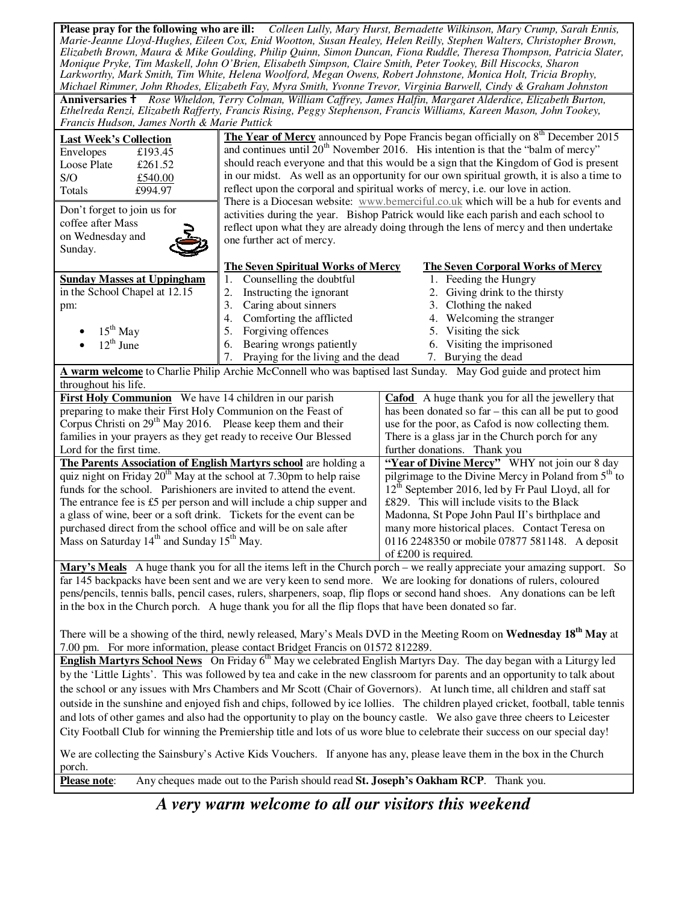**Please pray for the following who are ill:** *Colleen Lully, Mary Hurst, Bernadette Wilkinson, Mary Crump, Sarah Ennis, Marie-Jeanne Lloyd-Hughes, Eileen Cox, Enid Wootton, Susan Healey, Helen Reilly, Stephen Walters, Christopher Brown, Elizabeth Brown, Maura & Mike Goulding, Philip Quinn, Simon Duncan, Fiona Ruddle, Theresa Thompson, Patricia Slater, Monique Pryke, Tim Maskell, John O'Brien, Elisabeth Simpson, Claire Smith, Peter Tookey, Bill Hiscocks, Sharon Larkworthy, Mark Smith, Tim White, Helena Woolford, Megan Owens, Robert Johnstone, Monica Holt, Tricia Brophy, Michael Rimmer, John Rhodes, Elizabeth Fay, Myra Smith, Yvonne Trevor, Virginia Barwell, Cindy & Graham Johnston*

**Anniversaries ✝** *Rose Wheldon, Terry Colman, William Caffrey, James Halfin, Margaret Alderdice, Elizabeth Burton, Ethelreda Renzi, Elizabeth Rafferty, Francis Rising, Peggy Stephenson, Francis Williams, Kareen Mason, John Tookey, Francis Hudson, James North & Marie Puttick*

**Last Week's Collection**

| | |
|---|---|
| Envelopes | £193.45 |
| Loose Plate | £261.52 |
| S/O | £540.00 |
| Totals | £994.97 |

Don't forget to join us for coffee after Mass on Wednesday and Sunday.

**Sunday Masses at Uppingham** in the School Chapel at 12.15 pm:

- 15th May
- 12th June

**The Year of Mercy** announced by Pope Francis began officially on 8th December 2015 and continues until 20th November 2016. His intention is that the "balm of mercy" should reach everyone and that this would be a sign that the Kingdom of God is present in our midst. As well as an opportunity for our own spiritual growth, it is also a time to reflect upon the corporal and spiritual works of mercy, i.e. our love in action. There is a Diocesan website: www.bemerciful.co.uk which will be a hub for events and activities during the year. Bishop Patrick would like each parish and each school to reflect upon what they are already doing through the lens of mercy and then undertake one further act of mercy.

**The Seven Spiritual Works of Mercy**

1. Counselling the doubtful
2. Instructing the ignorant
3. Caring about sinners
4. Comforting the afflicted
5. Forgiving offences
6. Bearing wrongs patiently
7. Praying for the living and the dead

**The Seven Corporal Works of Mercy**

1. Feeding the Hungry
2. Giving drink to the thirsty
3. Clothing the naked
4. Welcoming the stranger
5. Visiting the sick
6. Visiting the imprisoned
7. Burying the dead

**A warm welcome** to Charlie Philip Archie McConnell who was baptised last Sunday. May God guide and protect him throughout his life.

**First Holy Communion** We have 14 children in our parish preparing to make their First Holy Communion on the Feast of Corpus Christi on 29th May 2016. Please keep them and their families in your prayers as they get ready to receive Our Blessed Lord for the first time.

**Cafod** A huge thank you for all the jewellery that has been donated so far – this can all be put to good use for the poor, as Cafod is now collecting them. There is a glass jar in the Church porch for any further donations. Thank you

**The Parents Association of English Martyrs school** are holding a quiz night on Friday 20th May at the school at 7.30pm to help raise funds for the school. Parishioners are invited to attend the event. The entrance fee is £5 per person and will include a chip supper and a glass of wine, beer or a soft drink. Tickets for the event can be purchased direct from the school office and will be on sale after Mass on Saturday 14th and Sunday 15th May.

**"Year of Divine Mercy"** WHY not join our 8 day pilgrimage to the Divine Mercy in Poland from 5th to 12th September 2016, led by Fr Paul Lloyd, all for £829. This will include visits to the Black Madonna, St Pope John Paul II's birthplace and many more historical places. Contact Teresa on 0116 2248350 or mobile 07877 581148. A deposit of £200 is required.

**Mary's Meals** A huge thank you for all the items left in the Church porch – we really appreciate your amazing support. So far 145 backpacks have been sent and we are very keen to send more. We are looking for donations of rulers, coloured pens/pencils, tennis balls, pencil cases, rulers, sharpeners, soap, flip flops or second hand shoes. Any donations can be left in the box in the Church porch. A huge thank you for all the flip flops that have been donated so far.

There will be a showing of the third, newly released, Mary's Meals DVD in the Meeting Room on **Wednesday 18th May** at 7.00 pm. For more information, please contact Bridget Francis on 01572 812289.

**English Martyrs School News** On Friday 6th May we celebrated English Martyrs Day. The day began with a Liturgy led by the 'Little Lights'. This was followed by tea and cake in the new classroom for parents and an opportunity to talk about the school or any issues with Mrs Chambers and Mr Scott (Chair of Governors). At lunch time, all children and staff sat outside in the sunshine and enjoyed fish and chips, followed by ice lollies. The children played cricket, football, table tennis and lots of other games and also had the opportunity to play on the bouncy castle. We also gave three cheers to Leicester City Football Club for winning the Premiership title and lots of us wore blue to celebrate their success on our special day!

We are collecting the Sainsbury's Active Kids Vouchers. If anyone has any, please leave them in the box in the Church porch.

**Please note**: Any cheques made out to the Parish should read **St. Joseph's Oakham RCP**. Thank you.

***A very warm welcome to all our visitors this weekend***